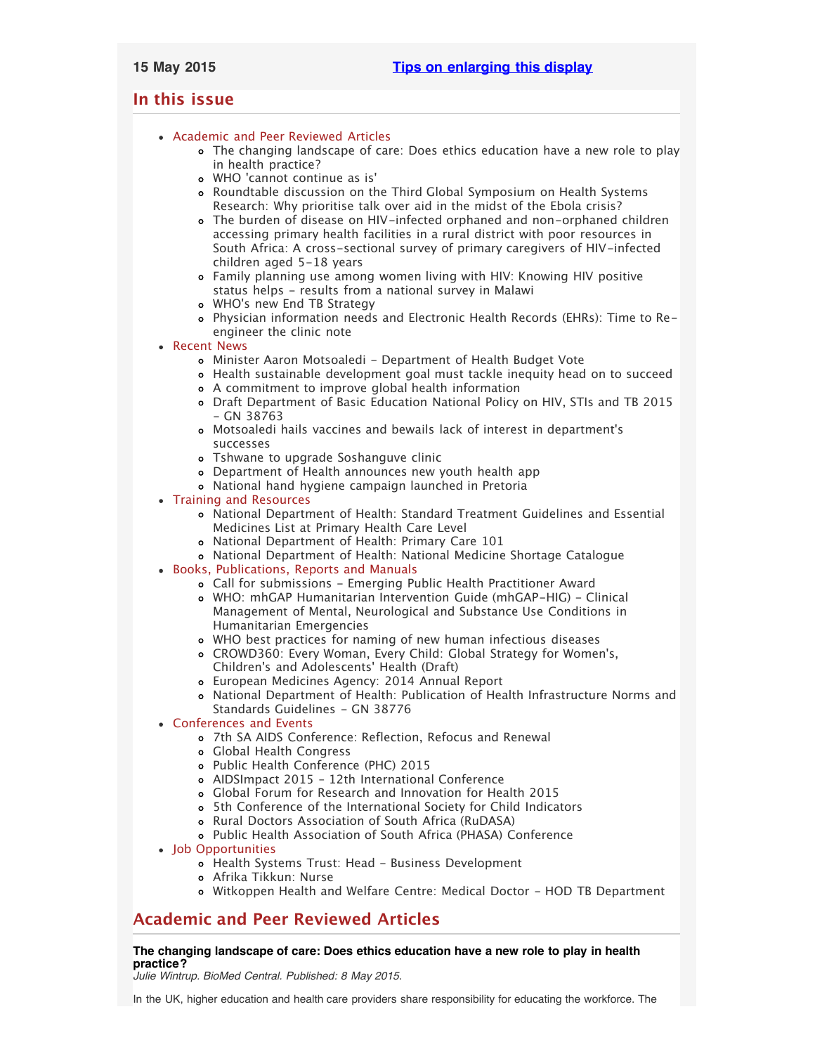**15 May 2015** **Tips on enlarging this display**

## In this issue

- Academic and Peer Reviewed Articles
  - The changing landscape of care: Does ethics education have a new role to play in health practice?
  - WHO 'cannot continue as is'
  - Roundtable discussion on the Third Global Symposium on Health Systems Research: Why prioritise talk over aid in the midst of the Ebola crisis?
  - The burden of disease on HIV-infected orphaned and non-orphaned children accessing primary health facilities in a rural district with poor resources in South Africa: A cross-sectional survey of primary caregivers of HIV-infected children aged 5-18 years
  - Family planning use among women living with HIV: Knowing HIV positive status helps - results from a national survey in Malawi
  - WHO's new End TB Strategy
  - Physician information needs and Electronic Health Records (EHRs): Time to Re-engineer the clinic note
- Recent News
  - Minister Aaron Motsoaledi - Department of Health Budget Vote
  - Health sustainable development goal must tackle inequity head on to succeed
  - A commitment to improve global health information
  - Draft Department of Basic Education National Policy on HIV, STIs and TB 2015 - GN 38763
  - Motsoaledi hails vaccines and bewails lack of interest in department's successes
  - Tshwane to upgrade Soshanguve clinic
  - Department of Health announces new youth health app
  - National hand hygiene campaign launched in Pretoria
- Training and Resources
  - National Department of Health: Standard Treatment Guidelines and Essential Medicines List at Primary Health Care Level
  - National Department of Health: Primary Care 101
  - National Department of Health: National Medicine Shortage Catalogue
- Books, Publications, Reports and Manuals
  - Call for submissions - Emerging Public Health Practitioner Award
  - WHO: mhGAP Humanitarian Intervention Guide (mhGAP-HIG) - Clinical Management of Mental, Neurological and Substance Use Conditions in Humanitarian Emergencies
  - WHO best practices for naming of new human infectious diseases
  - CROWD360: Every Woman, Every Child: Global Strategy for Women's, Children's and Adolescents' Health (Draft)
  - European Medicines Agency: 2014 Annual Report
  - National Department of Health: Publication of Health Infrastructure Norms and Standards Guidelines - GN 38776
- Conferences and Events
  - 7th SA AIDS Conference: Reflection, Refocus and Renewal
  - Global Health Congress
  - Public Health Conference (PHC) 2015
  - AIDSImpact 2015 - 12th International Conference
  - Global Forum for Research and Innovation for Health 2015
  - 5th Conference of the International Society for Child Indicators
  - Rural Doctors Association of South Africa (RuDASA)
  - Public Health Association of South Africa (PHASA) Conference
- Job Opportunities
  - Health Systems Trust: Head - Business Development
  - Afrika Tikkun: Nurse
  - Witkoppen Health and Welfare Centre: Medical Doctor - HOD TB Department

## Academic and Peer Reviewed Articles

**The changing landscape of care: Does ethics education have a new role to play in health practice?**
*Julie Wintrup. BioMed Central. Published: 8 May 2015.*

In the UK, higher education and health care providers share responsibility for educating the workforce. The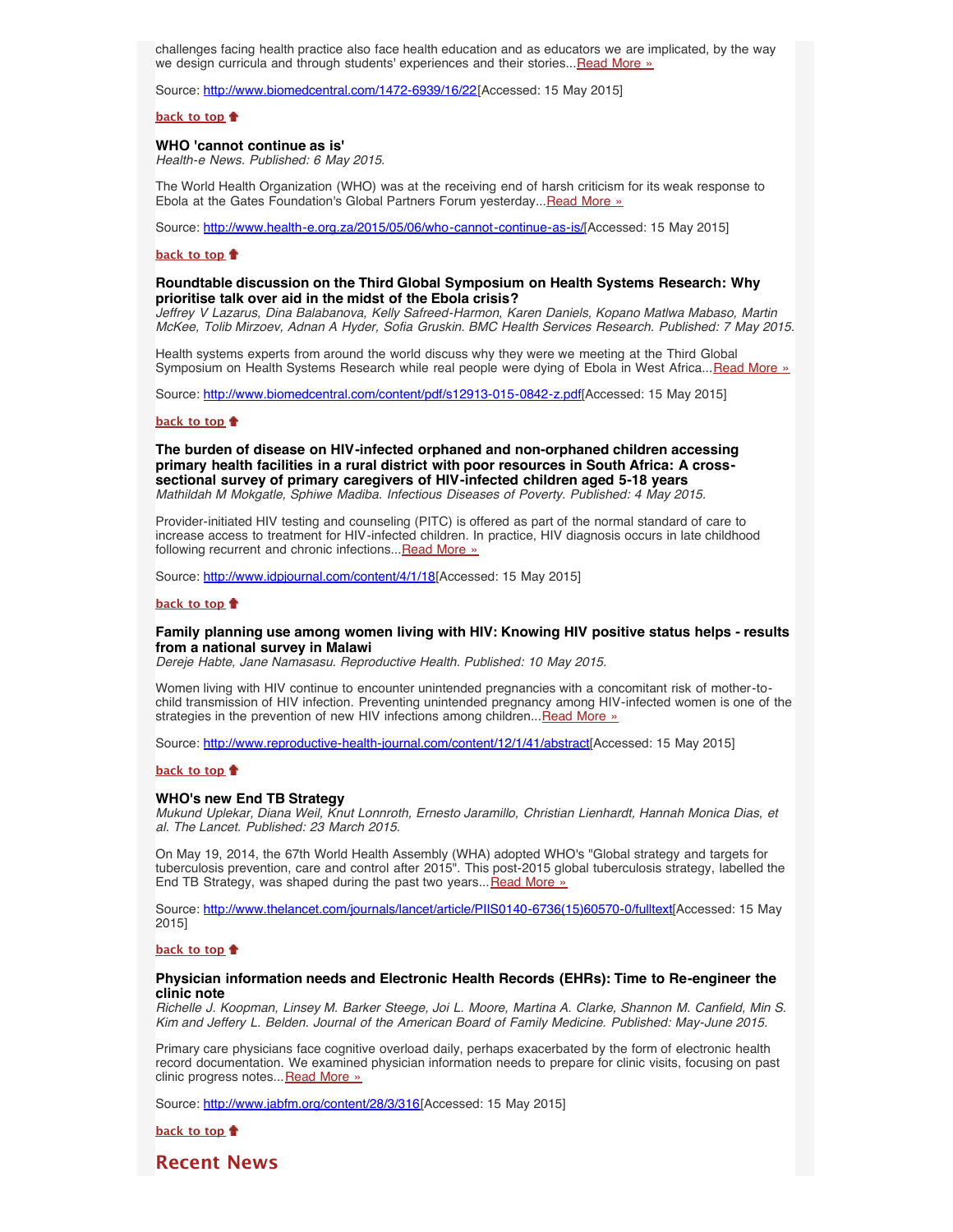challenges facing health practice also face health education and as educators we are implicated, by the way we design curricula and through students' experiences and their stories...[Read More »]

Source: http://www.biomedcentral.com/1472-6939/16/22[Accessed: 15 May 2015]

**back to top**

### WHO 'cannot continue as is'

*Health-e News. Published: 6 May 2015.*

The World Health Organization (WHO) was at the receiving end of harsh criticism for its weak response to Ebola at the Gates Foundation's Global Partners Forum yesterday...[Read More »]

Source: http://www.health-e.org.za/2015/05/06/who-cannot-continue-as-is/[Accessed: 15 May 2015]

**back to top**

### Roundtable discussion on the Third Global Symposium on Health Systems Research: Why prioritise talk over aid in the midst of the Ebola crisis?

*Jeffrey V Lazarus, Dina Balabanova, Kelly Safreed-Harmon, Karen Daniels, Kopano Matlwa Mabaso, Martin McKee, Tolib Mirzoev, Adnan A Hyder, Sofia Gruskin. BMC Health Services Research. Published: 7 May 2015.*

Health systems experts from around the world discuss why they were we meeting at the Third Global Symposium on Health Systems Research while real people were dying of Ebola in West Africa...[Read More »]

Source: http://www.biomedcentral.com/content/pdf/s12913-015-0842-z.pdf[Accessed: 15 May 2015]

**back to top**

### The burden of disease on HIV-infected orphaned and non-orphaned children accessing primary health facilities in a rural district with poor resources in South Africa: A cross-sectional survey of primary caregivers of HIV-infected children aged 5-18 years

*Mathildah M Mokgatle, Sphiwe Madiba. Infectious Diseases of Poverty. Published: 4 May 2015.*

Provider-initiated HIV testing and counseling (PITC) is offered as part of the normal standard of care to increase access to treatment for HIV-infected children. In practice, HIV diagnosis occurs in late childhood following recurrent and chronic infections...[Read More »]

Source: http://www.idpjournal.com/content/4/1/18[Accessed: 15 May 2015]

**back to top**

### Family planning use among women living with HIV: Knowing HIV positive status helps - results from a national survey in Malawi

*Dereje Habte, Jane Namasasu. Reproductive Health. Published: 10 May 2015.*

Women living with HIV continue to encounter unintended pregnancies with a concomitant risk of mother-to-child transmission of HIV infection. Preventing unintended pregnancy among HIV-infected women is one of the strategies in the prevention of new HIV infections among children...[Read More »]

Source: http://www.reproductive-health-journal.com/content/12/1/41/abstract[Accessed: 15 May 2015]

**back to top**

### WHO's new End TB Strategy

*Mukund Uplekar, Diana Weil, Knut Lonnroth, Ernesto Jaramillo, Christian Lienhardt, Hannah Monica Dias, et al. The Lancet. Published: 23 March 2015.*

On May 19, 2014, the 67th World Health Assembly (WHA) adopted WHO's "Global strategy and targets for tuberculosis prevention, care and control after 2015". This post-2015 global tuberculosis strategy, labelled the End TB Strategy, was shaped during the past two years...[Read More »]

Source: http://www.thelancet.com/journals/lancet/article/PIIS0140-6736(15)60570-0/fulltext[Accessed: 15 May 2015]

**back to top**

### Physician information needs and Electronic Health Records (EHRs): Time to Re-engineer the clinic note

*Richelle J. Koopman, Linsey M. Barker Steege, Joi L. Moore, Martina A. Clarke, Shannon M. Canfield, Min S. Kim and Jeffery L. Belden. Journal of the American Board of Family Medicine. Published: May-June 2015.*

Primary care physicians face cognitive overload daily, perhaps exacerbated by the form of electronic health record documentation. We examined physician information needs to prepare for clinic visits, focusing on past clinic progress notes...[Read More »]

Source: http://www.jabfm.org/content/28/3/316[Accessed: 15 May 2015]

**back to top**

## Recent News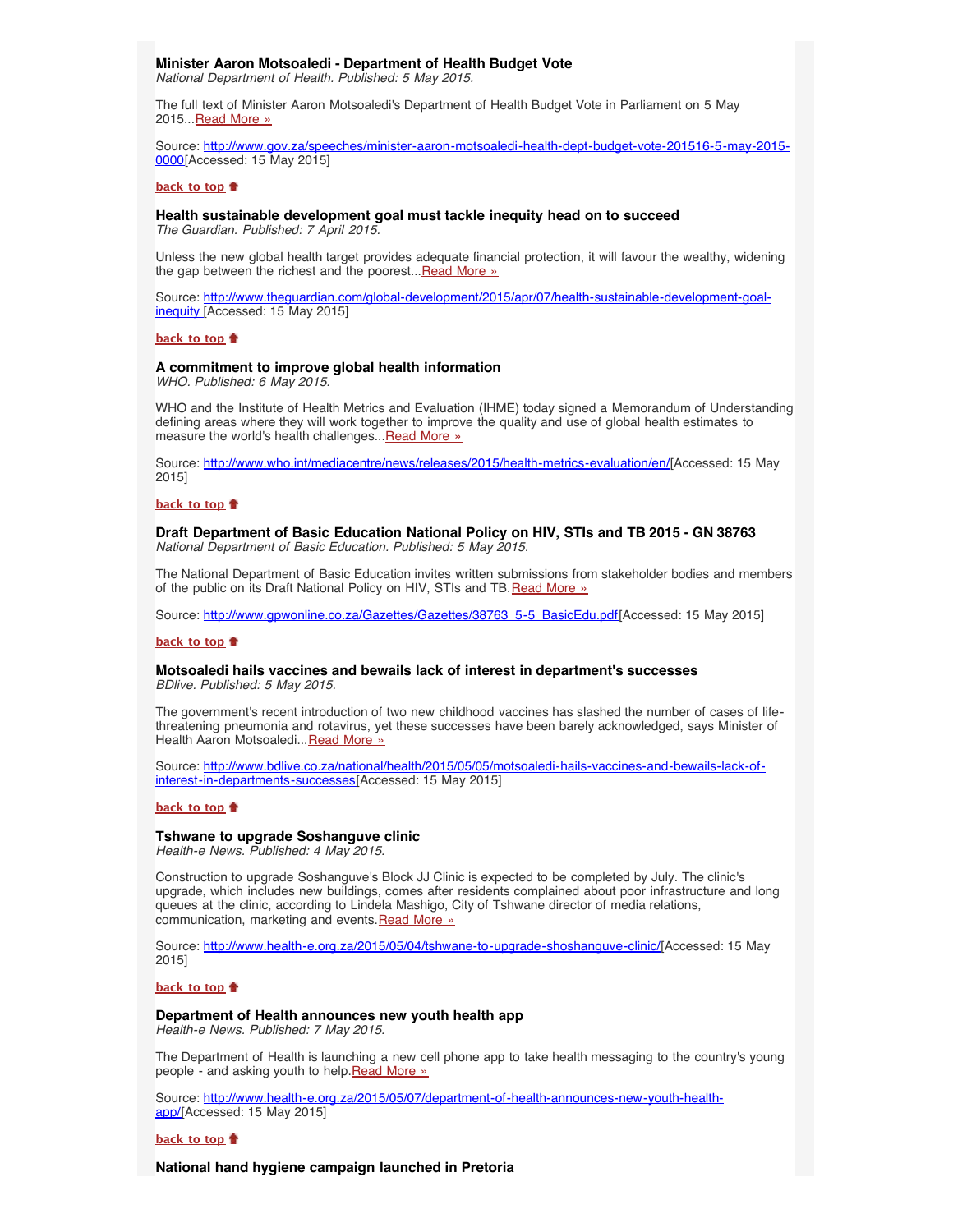### Minister Aaron Motsoaledi - Department of Health Budget Vote

*National Department of Health. Published: 5 May 2015.*

The full text of Minister Aaron Motsoaledi's Department of Health Budget Vote in Parliament on 5 May 2015...Read More »

Source: http://www.gov.za/speeches/minister-aaron-motsoaledi-health-dept-budget-vote-201516-5-may-2015-0000[Accessed: 15 May 2015]

**back to top**

### Health sustainable development goal must tackle inequity head on to succeed

*The Guardian. Published: 7 April 2015.*

Unless the new global health target provides adequate financial protection, it will favour the wealthy, widening the gap between the richest and the poorest...Read More »

Source: http://www.theguardian.com/global-development/2015/apr/07/health-sustainable-development-goal-inequity [Accessed: 15 May 2015]

**back to top**

### A commitment to improve global health information

*WHO. Published: 6 May 2015.*

WHO and the Institute of Health Metrics and Evaluation (IHME) today signed a Memorandum of Understanding defining areas where they will work together to improve the quality and use of global health estimates to measure the world's health challenges...Read More »

Source: http://www.who.int/mediacentre/news/releases/2015/health-metrics-evaluation/en/[Accessed: 15 May 2015]

**back to top**

### Draft Department of Basic Education National Policy on HIV, STIs and TB 2015 - GN 38763

*National Department of Basic Education. Published: 5 May 2015.*

The National Department of Basic Education invites written submissions from stakeholder bodies and members of the public on its Draft National Policy on HIV, STIs and TB.Read More »

Source: http://www.gpwonline.co.za/Gazettes/Gazettes/38763_5-5_BasicEdu.pdf[Accessed: 15 May 2015]

**back to top**

### Motsoaledi hails vaccines and bewails lack of interest in department's successes

*BDlive. Published: 5 May 2015.*

The government's recent introduction of two new childhood vaccines has slashed the number of cases of life-threatening pneumonia and rotavirus, yet these successes have been barely acknowledged, says Minister of Health Aaron Motsoaledi...Read More »

Source: http://www.bdlive.co.za/national/health/2015/05/05/motsoaledi-hails-vaccines-and-bewails-lack-of-interest-in-departments-successes[Accessed: 15 May 2015]

**back to top**

### Tshwane to upgrade Soshanguve clinic

*Health-e News. Published: 4 May 2015.*

Construction to upgrade Soshanguve's Block JJ Clinic is expected to be completed by July. The clinic's upgrade, which includes new buildings, comes after residents complained about poor infrastructure and long queues at the clinic, according to Lindela Mashigo, City of Tshwane director of media relations, communication, marketing and events.Read More »

Source: http://www.health-e.org.za/2015/05/04/tshwane-to-upgrade-shoshanguve-clinic/[Accessed: 15 May 2015]

**back to top**

### Department of Health announces new youth health app

*Health-e News. Published: 7 May 2015.*

The Department of Health is launching a new cell phone app to take health messaging to the country's young people - and asking youth to help.Read More »

Source: http://www.health-e.org.za/2015/05/07/department-of-health-announces-new-youth-health-app/[Accessed: 15 May 2015]

**back to top**

### National hand hygiene campaign launched in Pretoria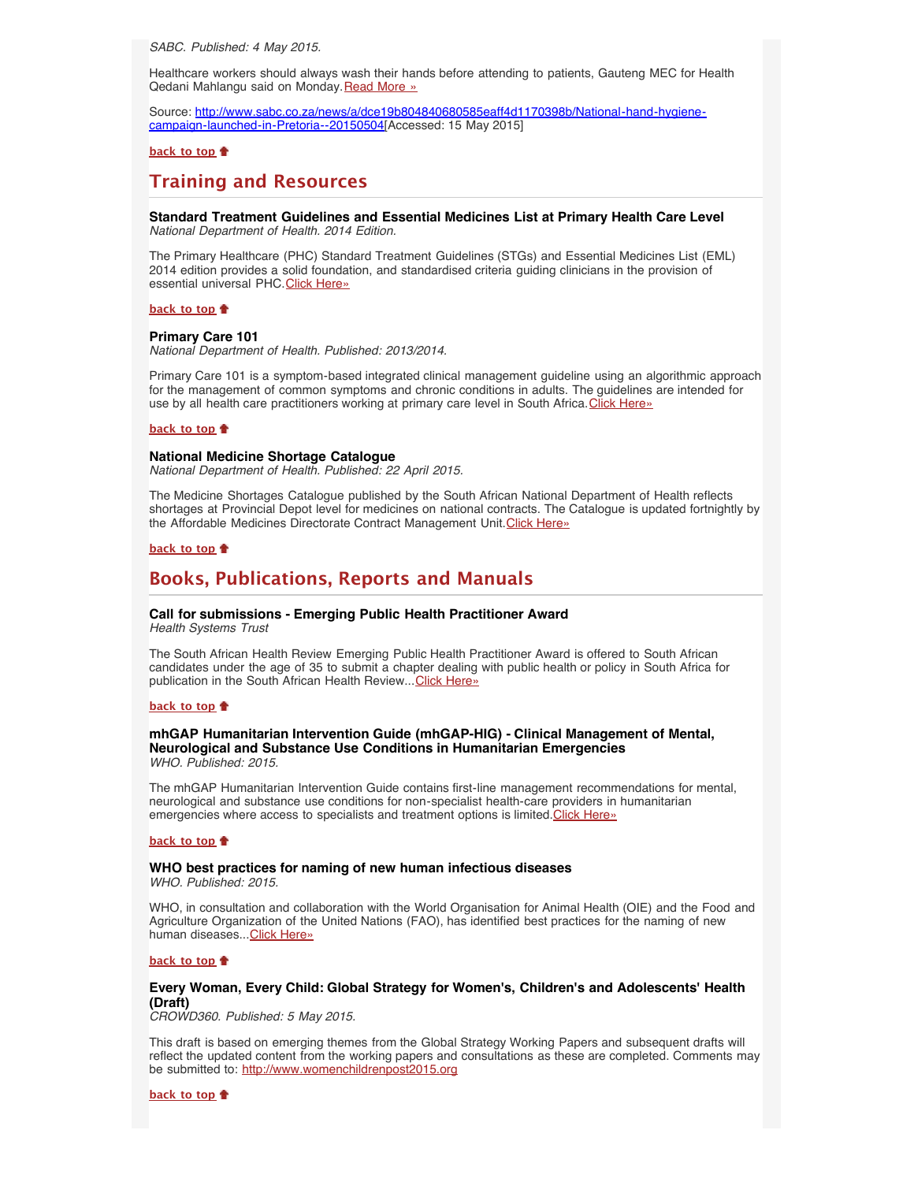*SABC. Published: 4 May 2015.*

Healthcare workers should always wash their hands before attending to patients, Gauteng MEC for Health Qedani Mahlangu said on Monday.Read More »

Source: http://www.sabc.co.za/news/a/dce19b804840680585eaff4d1170398b/National-hand-hygiene-campaign-launched-in-Pretoria--20150504[Accessed: 15 May 2015]

**back to top**

## Training and Resources

**Standard Treatment Guidelines and Essential Medicines List at Primary Health Care Level**
*National Department of Health. 2014 Edition.*

The Primary Healthcare (PHC) Standard Treatment Guidelines (STGs) and Essential Medicines List (EML) 2014 edition provides a solid foundation, and standardised criteria guiding clinicians in the provision of essential universal PHC.Click Here»

**back to top**

**Primary Care 101**
*National Department of Health. Published: 2013/2014.*

Primary Care 101 is a symptom-based integrated clinical management guideline using an algorithmic approach for the management of common symptoms and chronic conditions in adults. The guidelines are intended for use by all health care practitioners working at primary care level in South Africa.Click Here»

**back to top**

**National Medicine Shortage Catalogue**
*National Department of Health. Published: 22 April 2015.*

The Medicine Shortages Catalogue published by the South African National Department of Health reflects shortages at Provincial Depot level for medicines on national contracts. The Catalogue is updated fortnightly by the Affordable Medicines Directorate Contract Management Unit.Click Here»

**back to top**

## Books, Publications, Reports and Manuals

**Call for submissions - Emerging Public Health Practitioner Award**
*Health Systems Trust*

The South African Health Review Emerging Public Health Practitioner Award is offered to South African candidates under the age of 35 to submit a chapter dealing with public health or policy in South Africa for publication in the South African Health Review...Click Here»

**back to top**

**mhGAP Humanitarian Intervention Guide (mhGAP-HIG) - Clinical Management of Mental, Neurological and Substance Use Conditions in Humanitarian Emergencies**
*WHO. Published: 2015.*

The mhGAP Humanitarian Intervention Guide contains first-line management recommendations for mental, neurological and substance use conditions for non-specialist health-care providers in humanitarian emergencies where access to specialists and treatment options is limited.Click Here»

**back to top**

**WHO best practices for naming of new human infectious diseases**
*WHO. Published: 2015.*

WHO, in consultation and collaboration with the World Organisation for Animal Health (OIE) and the Food and Agriculture Organization of the United Nations (FAO), has identified best practices for the naming of new human diseases...Click Here»

**back to top**

**Every Woman, Every Child: Global Strategy for Women's, Children's and Adolescents' Health (Draft)**
*CROWD360. Published: 5 May 2015.*

This draft is based on emerging themes from the Global Strategy Working Papers and subsequent drafts will reflect the updated content from the working papers and consultations as these are completed. Comments may be submitted to: http://www.womenchildrenpost2015.org

**back to top**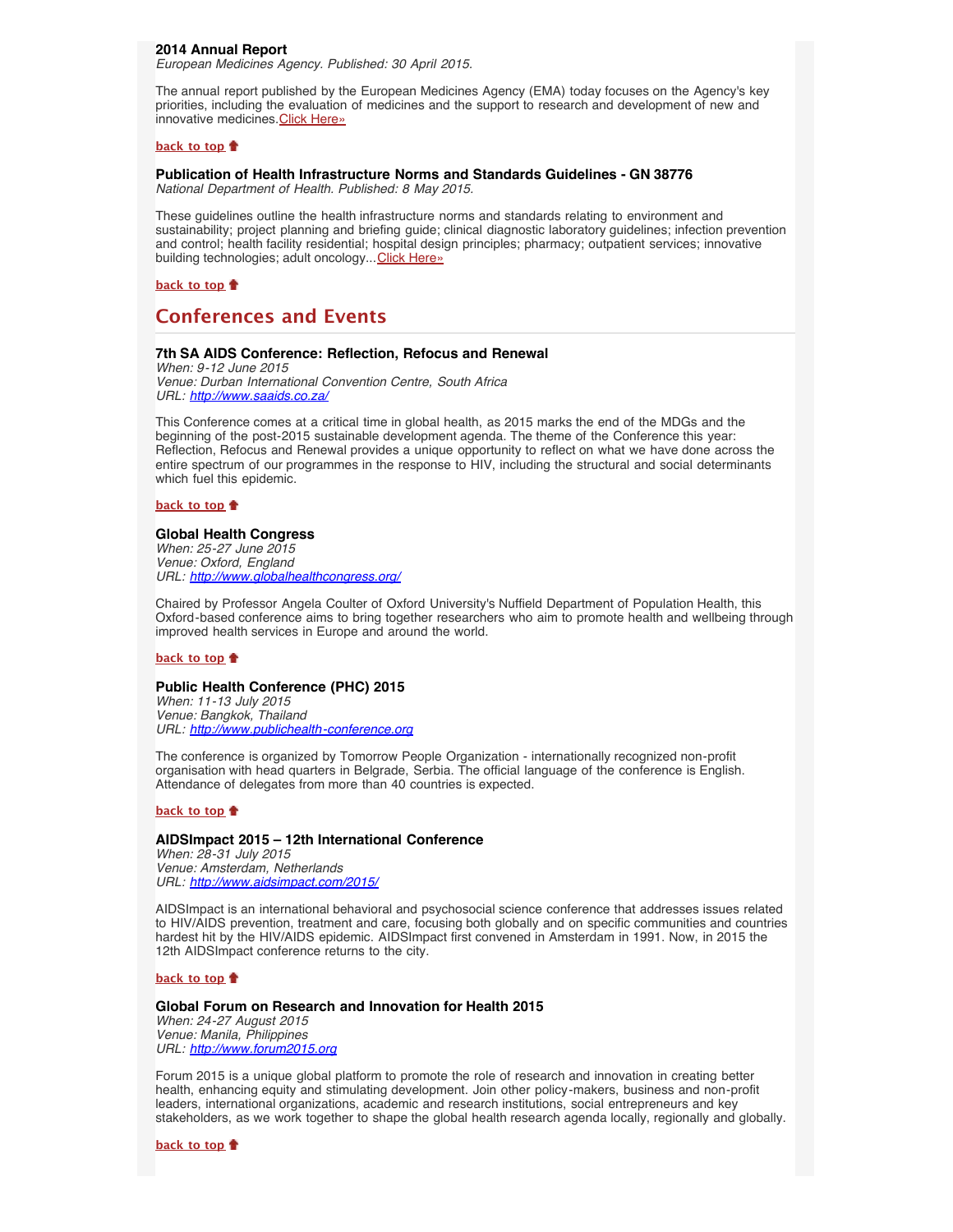**2014 Annual Report**
*European Medicines Agency. Published: 30 April 2015.*

The annual report published by the European Medicines Agency (EMA) today focuses on the Agency's key priorities, including the evaluation of medicines and the support to research and development of new and innovative medicines.Click Here»

**back to top**

**Publication of Health Infrastructure Norms and Standards Guidelines - GN 38776**
*National Department of Health. Published: 8 May 2015.*

These guidelines outline the health infrastructure norms and standards relating to environment and sustainability; project planning and briefing guide; clinical diagnostic laboratory guidelines; infection prevention and control; health facility residential; hospital design principles; pharmacy; outpatient services; innovative building technologies; adult oncology... Click Here»

**back to top**

## Conferences and Events

**7th SA AIDS Conference: Reflection, Refocus and Renewal**
*When: 9-12 June 2015*
*Venue: Durban International Convention Centre, South Africa*
*URL: http://www.saaids.co.za/*

This Conference comes at a critical time in global health, as 2015 marks the end of the MDGs and the beginning of the post-2015 sustainable development agenda. The theme of the Conference this year: Reflection, Refocus and Renewal provides a unique opportunity to reflect on what we have done across the entire spectrum of our programmes in the response to HIV, including the structural and social determinants which fuel this epidemic.

**back to top**

**Global Health Congress**
*When: 25-27 June 2015*
*Venue: Oxford, England*
*URL: http://www.globalhealthcongress.org/*

Chaired by Professor Angela Coulter of Oxford University's Nuffield Department of Population Health, this Oxford-based conference aims to bring together researchers who aim to promote health and wellbeing through improved health services in Europe and around the world.

**back to top**

**Public Health Conference (PHC) 2015**
*When: 11-13 July 2015*
*Venue: Bangkok, Thailand*
*URL: http://www.publichealth-conference.org*

The conference is organized by Tomorrow People Organization - internationally recognized non-profit organisation with head quarters in Belgrade, Serbia. The official language of the conference is English. Attendance of delegates from more than 40 countries is expected.

**back to top**

**AIDSImpact 2015 – 12th International Conference**
*When: 28-31 July 2015*
*Venue: Amsterdam, Netherlands*
*URL: http://www.aidsimpact.com/2015/*

AIDSImpact is an international behavioral and psychosocial science conference that addresses issues related to HIV/AIDS prevention, treatment and care, focusing both globally and on specific communities and countries hardest hit by the HIV/AIDS epidemic. AIDSImpact first convened in Amsterdam in 1991. Now, in 2015 the 12th AIDSImpact conference returns to the city.

**back to top**

**Global Forum on Research and Innovation for Health 2015**
*When: 24-27 August 2015*
*Venue: Manila, Philippines*
*URL: http://www.forum2015.org*

Forum 2015 is a unique global platform to promote the role of research and innovation in creating better health, enhancing equity and stimulating development. Join other policy-makers, business and non-profit leaders, international organizations, academic and research institutions, social entrepreneurs and key stakeholders, as we work together to shape the global health research agenda locally, regionally and globally.

**back to top**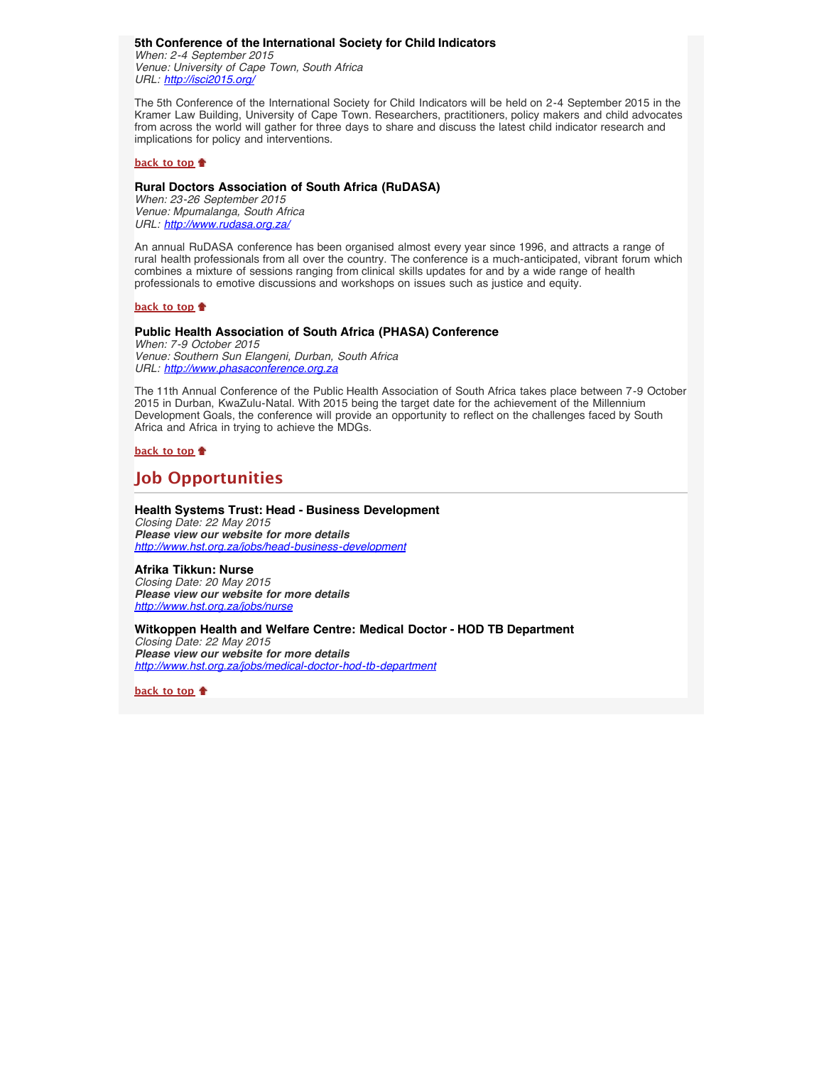**5th Conference of the International Society for Child Indicators**
*When: 2-4 September 2015*
*Venue: University of Cape Town, South Africa*
*URL: http://isci2015.org/*

The 5th Conference of the International Society for Child Indicators will be held on 2-4 September 2015 in the Kramer Law Building, University of Cape Town. Researchers, practitioners, policy makers and child advocates from across the world will gather for three days to share and discuss the latest child indicator research and implications for policy and interventions.

**back to top**

**Rural Doctors Association of South Africa (RuDASA)**
*When: 23-26 September 2015*
*Venue: Mpumalanga, South Africa*
*URL: http://www.rudasa.org.za/*

An annual RuDASA conference has been organised almost every year since 1996, and attracts a range of rural health professionals from all over the country. The conference is a much-anticipated, vibrant forum which combines a mixture of sessions ranging from clinical skills updates for and by a wide range of health professionals to emotive discussions and workshops on issues such as justice and equity.

**back to top**

**Public Health Association of South Africa (PHASA) Conference**
*When: 7-9 October 2015*
*Venue: Southern Sun Elangeni, Durban, South Africa*
*URL: http://www.phasaconference.org.za*

The 11th Annual Conference of the Public Health Association of South Africa takes place between 7-9 October 2015 in Durban, KwaZulu-Natal. With 2015 being the target date for the achievement of the Millennium Development Goals, the conference will provide an opportunity to reflect on the challenges faced by South Africa and Africa in trying to achieve the MDGs.

**back to top**

## Job Opportunities

**Health Systems Trust: Head - Business Development**
*Closing Date: 22 May 2015*
***Please view our website for more details***
*http://www.hst.org.za/jobs/head-business-development*

**Afrika Tikkun: Nurse**
*Closing Date: 20 May 2015*
***Please view our website for more details***
*http://www.hst.org.za/jobs/nurse*

**Witkoppen Health and Welfare Centre: Medical Doctor - HOD TB Department**
*Closing Date: 22 May 2015*
***Please view our website for more details***
*http://www.hst.org.za/jobs/medical-doctor-hod-tb-department*

**back to top**